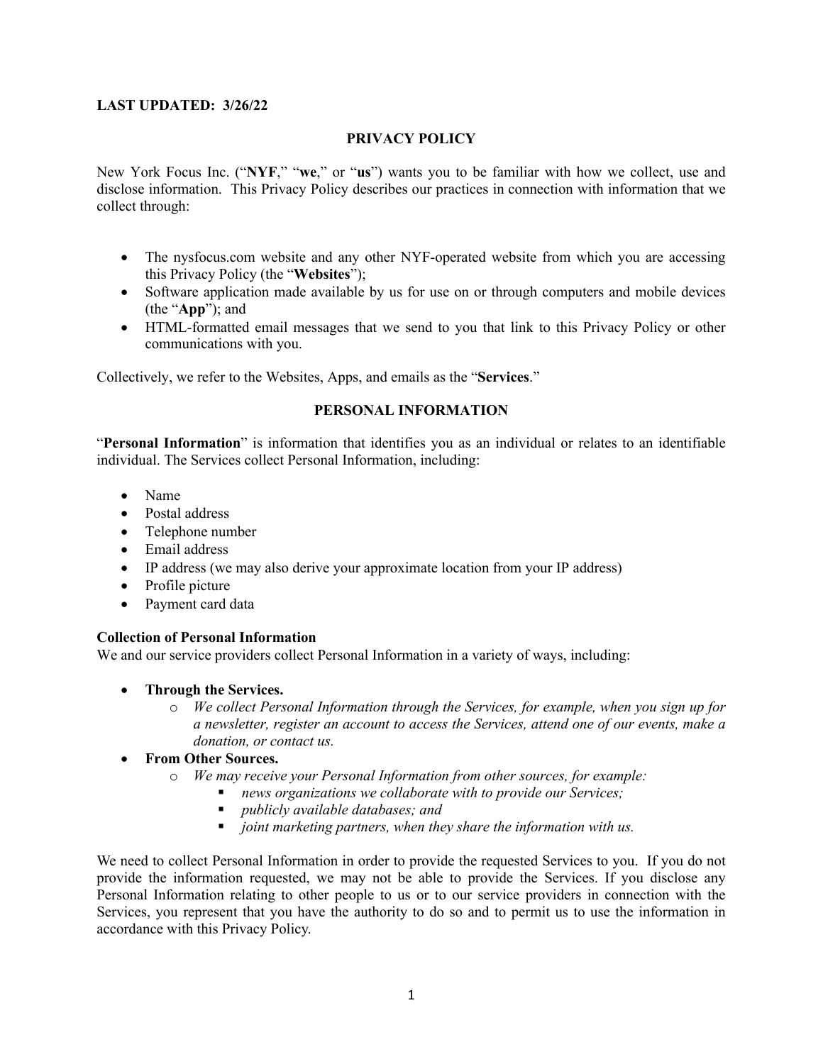**LAST UPDATED: 3/26/22**

# PRIVACY POLICY

New York Focus Inc. ("**NYF**," "**we**," or "**us**") wants you to be familiar with how we collect, use and disclose information. This Privacy Policy describes our practices in connection with information that we collect through:

- The nysfocus.com website and any other NYF-operated website from which you are accessing this Privacy Policy (the "**Websites**");
- Software application made available by us for use on or through computers and mobile devices (the "**App**"); and
- HTML-formatted email messages that we send to you that link to this Privacy Policy or other communications with you.

Collectively, we refer to the Websites, Apps, and emails as the "**Services**."

## PERSONAL INFORMATION

"**Personal Information**" is information that identifies you as an individual or relates to an identifiable individual. The Services collect Personal Information, including:

- Name
- Postal address
- Telephone number
- Email address
- IP address (we may also derive your approximate location from your IP address)
- Profile picture
- Payment card data

### Collection of Personal Information

We and our service providers collect Personal Information in a variety of ways, including:

- **Through the Services.**
  - *We collect Personal Information through the Services, for example, when you sign up for a newsletter, register an account to access the Services, attend one of our events, make a donation, or contact us.*
- **From Other Sources.**
  - *We may receive your Personal Information from other sources, for example:*
    - *news organizations we collaborate with to provide our Services;*
    - *publicly available databases; and*
    - *joint marketing partners, when they share the information with us.*

We need to collect Personal Information in order to provide the requested Services to you. If you do not provide the information requested, we may not be able to provide the Services. If you disclose any Personal Information relating to other people to us or to our service providers in connection with the Services, you represent that you have the authority to do so and to permit us to use the information in accordance with this Privacy Policy.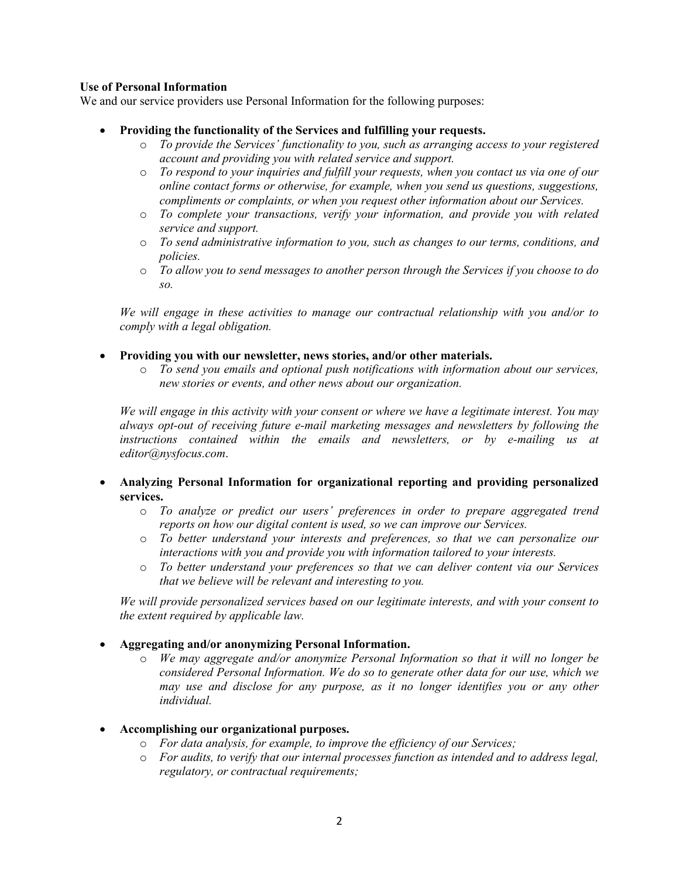**Use of Personal Information**

We and our service providers use Personal Information for the following purposes:

- **Providing the functionality of the Services and fulfilling your requests.**
  - *To provide the Services' functionality to you, such as arranging access to your registered account and providing you with related service and support.*
  - *To respond to your inquiries and fulfill your requests, when you contact us via one of our online contact forms or otherwise, for example, when you send us questions, suggestions, compliments or complaints, or when you request other information about our Services.*
  - *To complete your transactions, verify your information, and provide you with related service and support.*
  - *To send administrative information to you, such as changes to our terms, conditions, and policies.*
  - *To allow you to send messages to another person through the Services if you choose to do so.*

  *We will engage in these activities to manage our contractual relationship with you and/or to comply with a legal obligation.*

- **Providing you with our newsletter, news stories, and/or other materials.**
  - *To send you emails and optional push notifications with information about our services, new stories or events, and other news about our organization.*

  *We will engage in this activity with your consent or where we have a legitimate interest. You may always opt-out of receiving future e-mail marketing messages and newsletters by following the instructions contained within the emails and newsletters, or by e-mailing us at editor@nysfocus.com*.

- **Analyzing Personal Information for organizational reporting and providing personalized services.**
  - *To analyze or predict our users' preferences in order to prepare aggregated trend reports on how our digital content is used, so we can improve our Services.*
  - *To better understand your interests and preferences, so that we can personalize our interactions with you and provide you with information tailored to your interests.*
  - *To better understand your preferences so that we can deliver content via our Services that we believe will be relevant and interesting to you.*

  *We will provide personalized services based on our legitimate interests, and with your consent to the extent required by applicable law.*

- **Aggregating and/or anonymizing Personal Information.**
  - *We may aggregate and/or anonymize Personal Information so that it will no longer be considered Personal Information. We do so to generate other data for our use, which we may use and disclose for any purpose, as it no longer identifies you or any other individual.*

- **Accomplishing our organizational purposes.**
  - *For data analysis, for example, to improve the efficiency of our Services;*
  - *For audits, to verify that our internal processes function as intended and to address legal, regulatory, or contractual requirements;*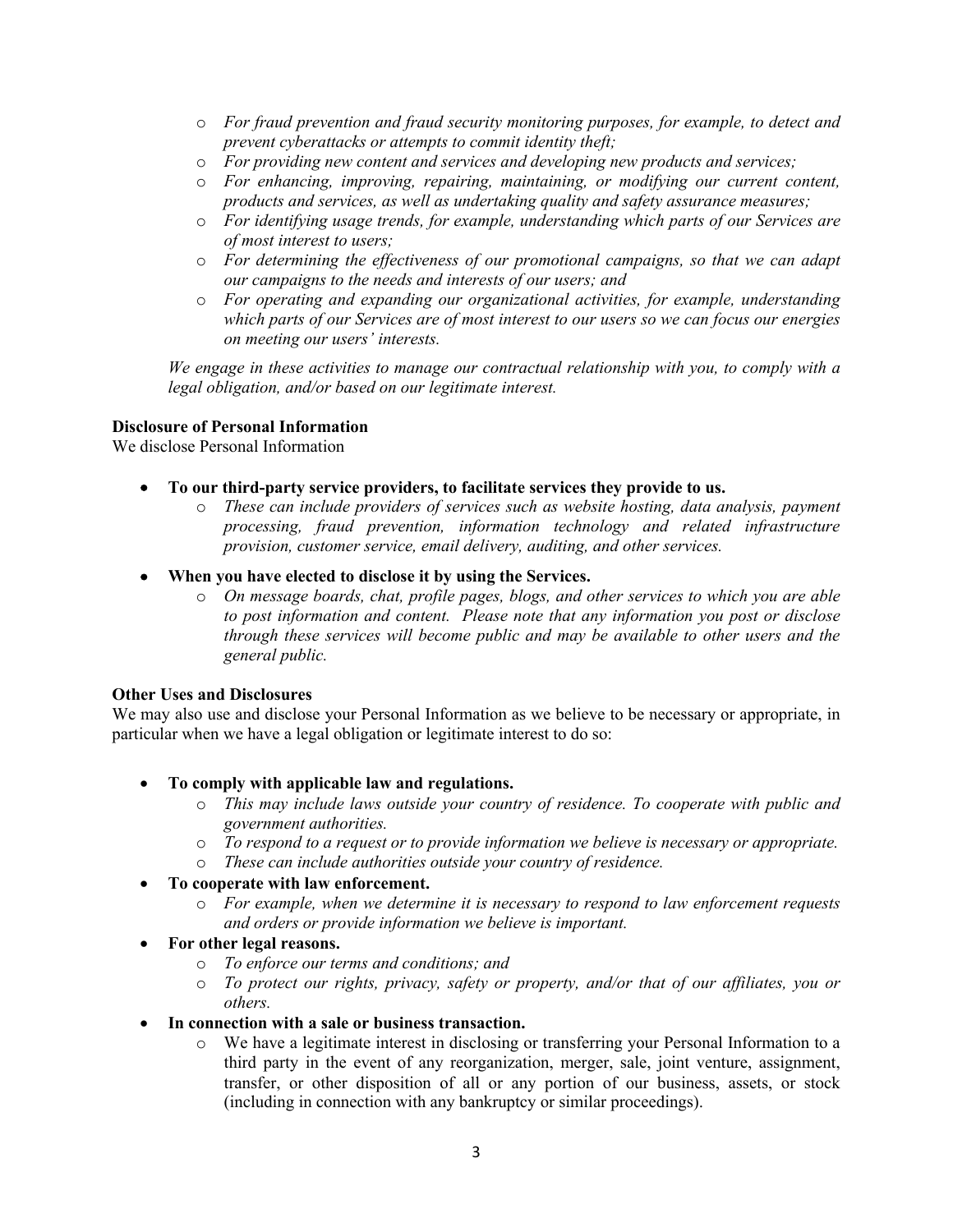- *For fraud prevention and fraud security monitoring purposes, for example, to detect and prevent cyberattacks or attempts to commit identity theft;*
   - *For providing new content and services and developing new products and services;*
   - *For enhancing, improving, repairing, maintaining, or modifying our current content, products and services, as well as undertaking quality and safety assurance measures;*
   - *For identifying usage trends, for example, understanding which parts of our Services are of most interest to users;*
   - *For determining the effectiveness of our promotional campaigns, so that we can adapt our campaigns to the needs and interests of our users; and*
   - *For operating and expanding our organizational activities, for example, understanding which parts of our Services are of most interest to our users so we can focus our energies on meeting our users' interests.*

  *We engage in these activities to manage our contractual relationship with you, to comply with a legal obligation, and/or based on our legitimate interest.*

**Disclosure of Personal Information**

We disclose Personal Information

- **To our third-party service providers, to facilitate services they provide to us.**
   - *These can include providers of services such as website hosting, data analysis, payment processing, fraud prevention, information technology and related infrastructure provision, customer service, email delivery, auditing, and other services.*
- **When you have elected to disclose it by using the Services.**
   - *On message boards, chat, profile pages, blogs, and other services to which you are able to post information and content. Please note that any information you post or disclose through these services will become public and may be available to other users and the general public.*

**Other Uses and Disclosures**

We may also use and disclose your Personal Information as we believe to be necessary or appropriate, in particular when we have a legal obligation or legitimate interest to do so:

- **To comply with applicable law and regulations.**
   - *This may include laws outside your country of residence. To cooperate with public and government authorities.*
   - *To respond to a request or to provide information we believe is necessary or appropriate.*
   - *These can include authorities outside your country of residence.*
- **To cooperate with law enforcement.**
   - *For example, when we determine it is necessary to respond to law enforcement requests and orders or provide information we believe is important.*
- **For other legal reasons.**
   - *To enforce our terms and conditions; and*
   - *To protect our rights, privacy, safety or property, and/or that of our affiliates, you or others.*
- **In connection with a sale or business transaction.**
   - We have a legitimate interest in disclosing or transferring your Personal Information to a third party in the event of any reorganization, merger, sale, joint venture, assignment, transfer, or other disposition of all or any portion of our business, assets, or stock (including in connection with any bankruptcy or similar proceedings).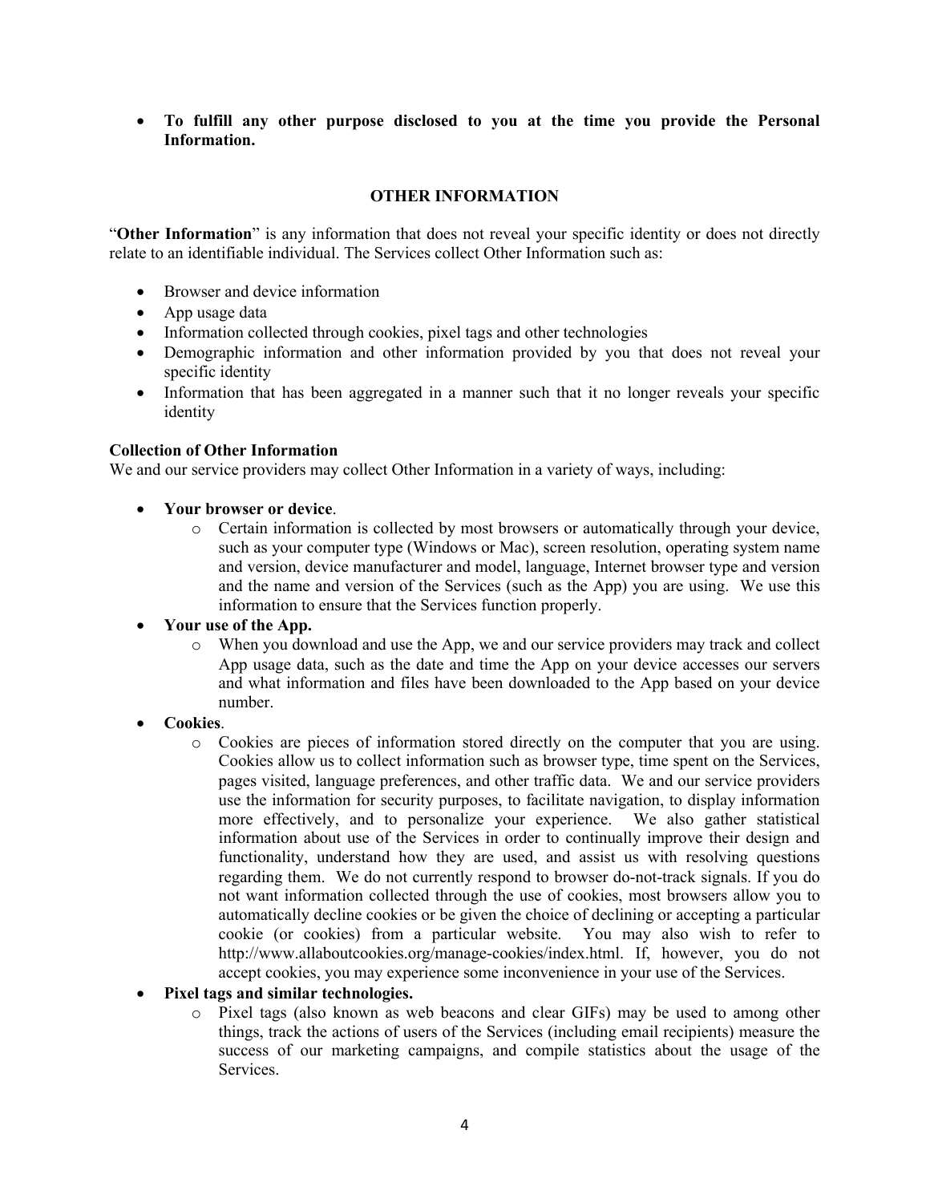- **To fulfill any other purpose disclosed to you at the time you provide the Personal Information.**

## OTHER INFORMATION

"**Other Information**" is any information that does not reveal your specific identity or does not directly relate to an identifiable individual. The Services collect Other Information such as:

- Browser and device information
- App usage data
- Information collected through cookies, pixel tags and other technologies
- Demographic information and other information provided by you that does not reveal your specific identity
- Information that has been aggregated in a manner such that it no longer reveals your specific identity

**Collection of Other Information**
We and our service providers may collect Other Information in a variety of ways, including:

- **Your browser or device**.
    - Certain information is collected by most browsers or automatically through your device, such as your computer type (Windows or Mac), screen resolution, operating system name and version, device manufacturer and model, language, Internet browser type and version and the name and version of the Services (such as the App) you are using. We use this information to ensure that the Services function properly.
- **Your use of the App.**
    - When you download and use the App, we and our service providers may track and collect App usage data, such as the date and time the App on your device accesses our servers and what information and files have been downloaded to the App based on your device number.
- **Cookies**.
    - Cookies are pieces of information stored directly on the computer that you are using. Cookies allow us to collect information such as browser type, time spent on the Services, pages visited, language preferences, and other traffic data. We and our service providers use the information for security purposes, to facilitate navigation, to display information more effectively, and to personalize your experience. We also gather statistical information about use of the Services in order to continually improve their design and functionality, understand how they are used, and assist us with resolving questions regarding them. We do not currently respond to browser do-not-track signals. If you do not want information collected through the use of cookies, most browsers allow you to automatically decline cookies or be given the choice of declining or accepting a particular cookie (or cookies) from a particular website. You may also wish to refer to http://www.allaboutcookies.org/manage-cookies/index.html. If, however, you do not accept cookies, you may experience some inconvenience in your use of the Services.
- **Pixel tags and similar technologies.**
    - Pixel tags (also known as web beacons and clear GIFs) may be used to among other things, track the actions of users of the Services (including email recipients) measure the success of our marketing campaigns, and compile statistics about the usage of the Services.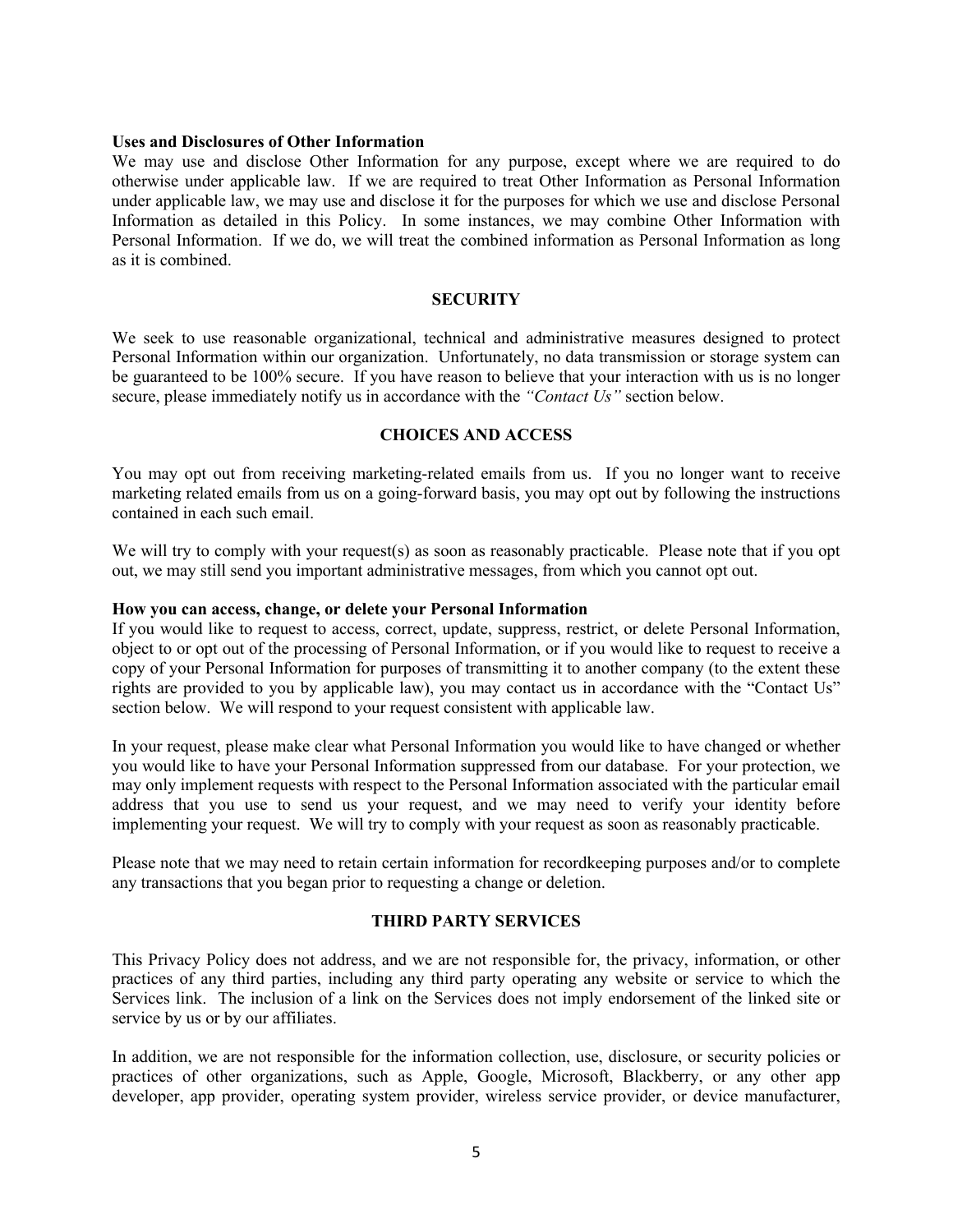**Uses and Disclosures of Other Information**

We may use and disclose Other Information for any purpose, except where we are required to do otherwise under applicable law. If we are required to treat Other Information as Personal Information under applicable law, we may use and disclose it for the purposes for which we use and disclose Personal Information as detailed in this Policy. In some instances, we may combine Other Information with Personal Information. If we do, we will treat the combined information as Personal Information as long as it is combined.

## SECURITY

We seek to use reasonable organizational, technical and administrative measures designed to protect Personal Information within our organization. Unfortunately, no data transmission or storage system can be guaranteed to be 100% secure. If you have reason to believe that your interaction with us is no longer secure, please immediately notify us in accordance with the *"Contact Us"* section below.

## CHOICES AND ACCESS

You may opt out from receiving marketing-related emails from us. If you no longer want to receive marketing related emails from us on a going-forward basis, you may opt out by following the instructions contained in each such email.

We will try to comply with your request(s) as soon as reasonably practicable. Please note that if you opt out, we may still send you important administrative messages, from which you cannot opt out.

**How you can access, change, or delete your Personal Information**

If you would like to request to access, correct, update, suppress, restrict, or delete Personal Information, object to or opt out of the processing of Personal Information, or if you would like to request to receive a copy of your Personal Information for purposes of transmitting it to another company (to the extent these rights are provided to you by applicable law), you may contact us in accordance with the "Contact Us" section below. We will respond to your request consistent with applicable law.

In your request, please make clear what Personal Information you would like to have changed or whether you would like to have your Personal Information suppressed from our database. For your protection, we may only implement requests with respect to the Personal Information associated with the particular email address that you use to send us your request, and we may need to verify your identity before implementing your request. We will try to comply with your request as soon as reasonably practicable.

Please note that we may need to retain certain information for recordkeeping purposes and/or to complete any transactions that you began prior to requesting a change or deletion.

## THIRD PARTY SERVICES

This Privacy Policy does not address, and we are not responsible for, the privacy, information, or other practices of any third parties, including any third party operating any website or service to which the Services link. The inclusion of a link on the Services does not imply endorsement of the linked site or service by us or by our affiliates.

In addition, we are not responsible for the information collection, use, disclosure, or security policies or practices of other organizations, such as Apple, Google, Microsoft, Blackberry, or any other app developer, app provider, operating system provider, wireless service provider, or device manufacturer,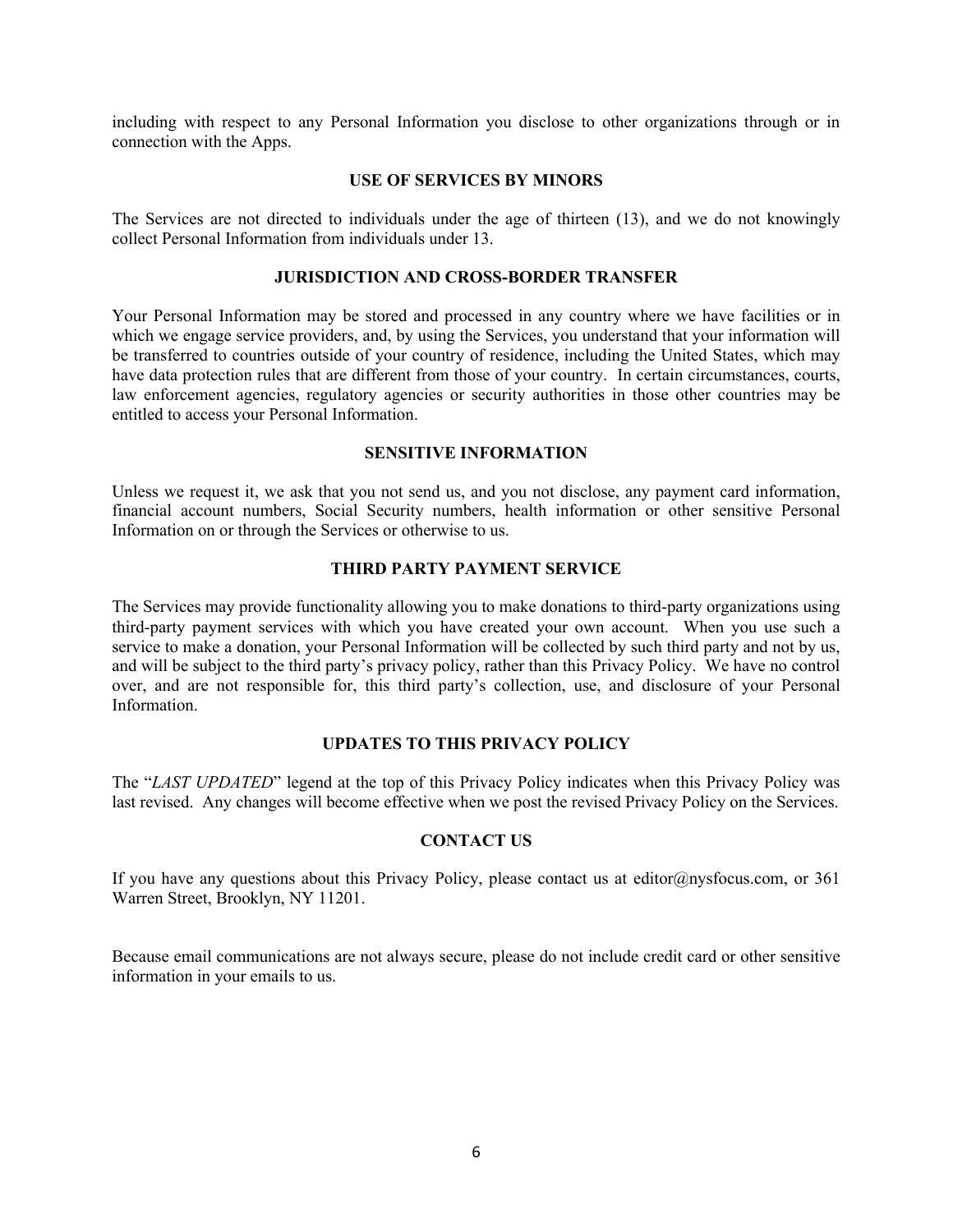including with respect to any Personal Information you disclose to other organizations through or in connection with the Apps.

## USE OF SERVICES BY MINORS

The Services are not directed to individuals under the age of thirteen (13), and we do not knowingly collect Personal Information from individuals under 13.

## JURISDICTION AND CROSS-BORDER TRANSFER

Your Personal Information may be stored and processed in any country where we have facilities or in which we engage service providers, and, by using the Services, you understand that your information will be transferred to countries outside of your country of residence, including the United States, which may have data protection rules that are different from those of your country. In certain circumstances, courts, law enforcement agencies, regulatory agencies or security authorities in those other countries may be entitled to access your Personal Information.

## SENSITIVE INFORMATION

Unless we request it, we ask that you not send us, and you not disclose, any payment card information, financial account numbers, Social Security numbers, health information or other sensitive Personal Information on or through the Services or otherwise to us.

## THIRD PARTY PAYMENT SERVICE

The Services may provide functionality allowing you to make donations to third-party organizations using third-party payment services with which you have created your own account. When you use such a service to make a donation, your Personal Information will be collected by such third party and not by us, and will be subject to the third party's privacy policy, rather than this Privacy Policy. We have no control over, and are not responsible for, this third party's collection, use, and disclosure of your Personal Information.

## UPDATES TO THIS PRIVACY POLICY

The "*LAST UPDATED*" legend at the top of this Privacy Policy indicates when this Privacy Policy was last revised. Any changes will become effective when we post the revised Privacy Policy on the Services.

## CONTACT US

If you have any questions about this Privacy Policy, please contact us at editor@nysfocus.com, or 361 Warren Street, Brooklyn, NY 11201.

Because email communications are not always secure, please do not include credit card or other sensitive information in your emails to us.